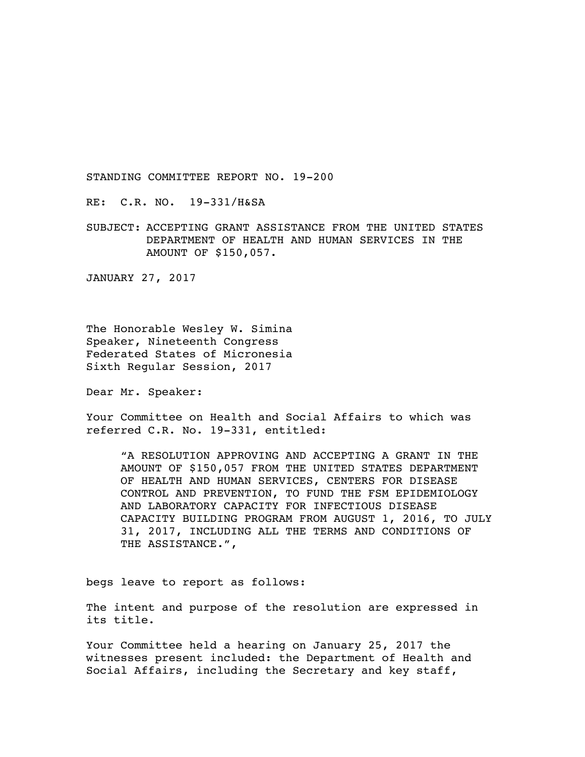STANDING COMMITTEE REPORT NO. 19-200

RE: C.R. NO. 19-331/H&SA

SUBJECT: ACCEPTING GRANT ASSISTANCE FROM THE UNITED STATES DEPARTMENT OF HEALTH AND HUMAN SERVICES IN THE AMOUNT OF $150,057.

JANUARY 27, 2017

The Honorable Wesley W. Simina
Speaker, Nineteenth Congress
Federated States of Micronesia
Sixth Regular Session, 2017

Dear Mr. Speaker:

Your Committee on Health and Social Affairs to which was referred C.R. No. 19-331, entitled:

> "A RESOLUTION APPROVING AND ACCEPTING A GRANT IN THE AMOUNT OF $150,057 FROM THE UNITED STATES DEPARTMENT OF HEALTH AND HUMAN SERVICES, CENTERS FOR DISEASE CONTROL AND PREVENTION, TO FUND THE FSM EPIDEMIOLOGY AND LABORATORY CAPACITY FOR INFECTIOUS DISEASE CAPACITY BUILDING PROGRAM FROM AUGUST 1, 2016, TO JULY 31, 2017, INCLUDING ALL THE TERMS AND CONDITIONS OF THE ASSISTANCE.",

begs leave to report as follows:

The intent and purpose of the resolution are expressed in its title.

Your Committee held a hearing on January 25, 2017 the witnesses present included: the Department of Health and Social Affairs, including the Secretary and key staff,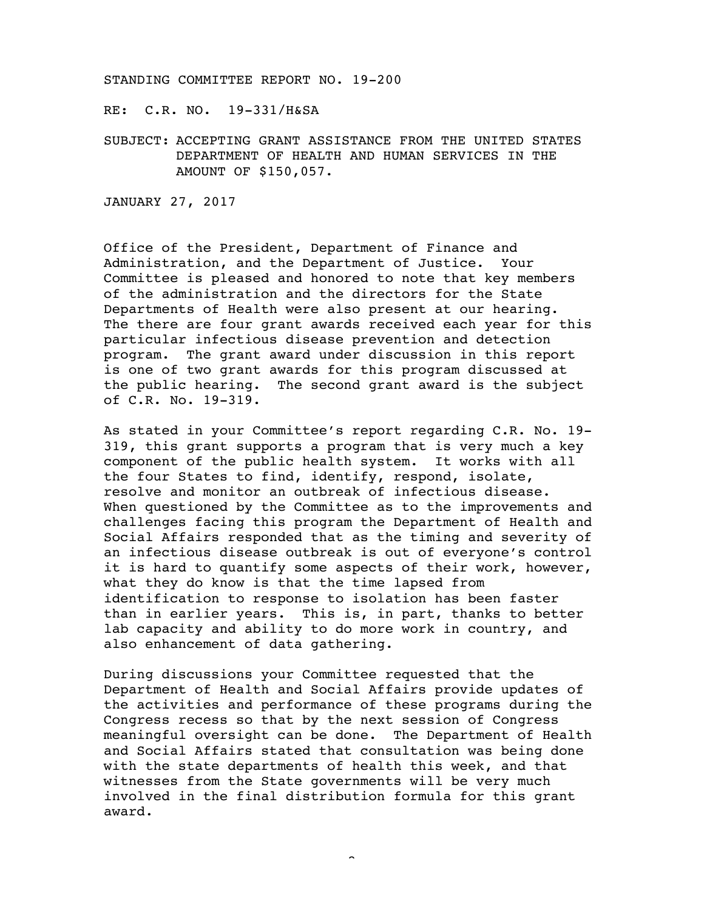STANDING COMMITTEE REPORT NO. 19-200

RE: C.R. NO. 19-331/H&SA

SUBJECT: ACCEPTING GRANT ASSISTANCE FROM THE UNITED STATES DEPARTMENT OF HEALTH AND HUMAN SERVICES IN THE AMOUNT OF $150,057.

JANUARY 27, 2017

Office of the President, Department of Finance and Administration, and the Department of Justice. Your Committee is pleased and honored to note that key members of the administration and the directors for the State Departments of Health were also present at our hearing. The there are four grant awards received each year for this particular infectious disease prevention and detection program. The grant award under discussion in this report is one of two grant awards for this program discussed at the public hearing. The second grant award is the subject of C.R. No. 19-319.

As stated in your Committee's report regarding C.R. No. 19-319, this grant supports a program that is very much a key component of the public health system. It works with all the four States to find, identify, respond, isolate, resolve and monitor an outbreak of infectious disease. When questioned by the Committee as to the improvements and challenges facing this program the Department of Health and Social Affairs responded that as the timing and severity of an infectious disease outbreak is out of everyone's control it is hard to quantify some aspects of their work, however, what they do know is that the time lapsed from identification to response to isolation has been faster than in earlier years. This is, in part, thanks to better lab capacity and ability to do more work in country, and also enhancement of data gathering.

During discussions your Committee requested that the Department of Health and Social Affairs provide updates of the activities and performance of these programs during the Congress recess so that by the next session of Congress meaningful oversight can be done. The Department of Health and Social Affairs stated that consultation was being done with the state departments of health this week, and that witnesses from the State governments will be very much involved in the final distribution formula for this grant award.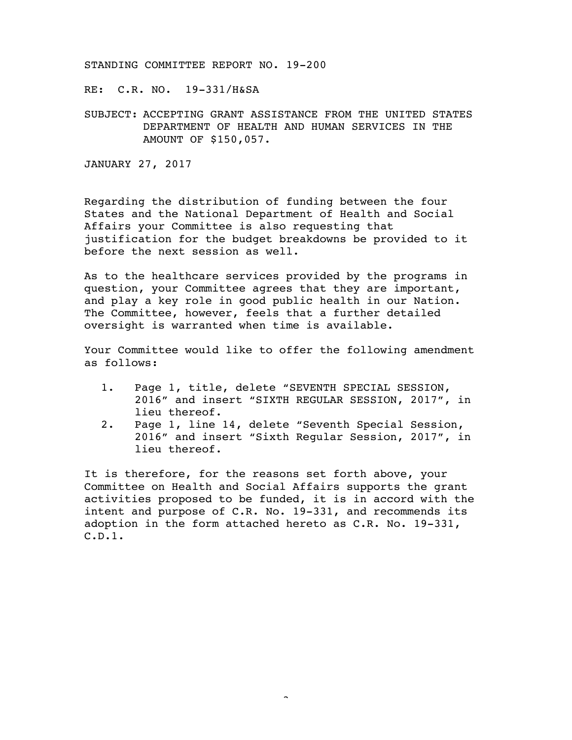STANDING COMMITTEE REPORT NO. 19-200

RE: C.R. NO. 19-331/H&SA

SUBJECT: ACCEPTING GRANT ASSISTANCE FROM THE UNITED STATES DEPARTMENT OF HEALTH AND HUMAN SERVICES IN THE AMOUNT OF $150,057.

JANUARY 27, 2017

Regarding the distribution of funding between the four States and the National Department of Health and Social Affairs your Committee is also requesting that justification for the budget breakdowns be provided to it before the next session as well.

As to the healthcare services provided by the programs in question, your Committee agrees that they are important, and play a key role in good public health in our Nation. The Committee, however, feels that a further detailed oversight is warranted when time is available.

Your Committee would like to offer the following amendment as follows:

1. Page 1, title, delete "SEVENTH SPECIAL SESSION, 2016" and insert "SIXTH REGULAR SESSION, 2017", in lieu thereof.
2. Page 1, line 14, delete "Seventh Special Session, 2016" and insert "Sixth Regular Session, 2017", in lieu thereof.

It is therefore, for the reasons set forth above, your Committee on Health and Social Affairs supports the grant activities proposed to be funded, it is in accord with the intent and purpose of C.R. No. 19-331, and recommends its adoption in the form attached hereto as C.R. No. 19-331, C.D.1.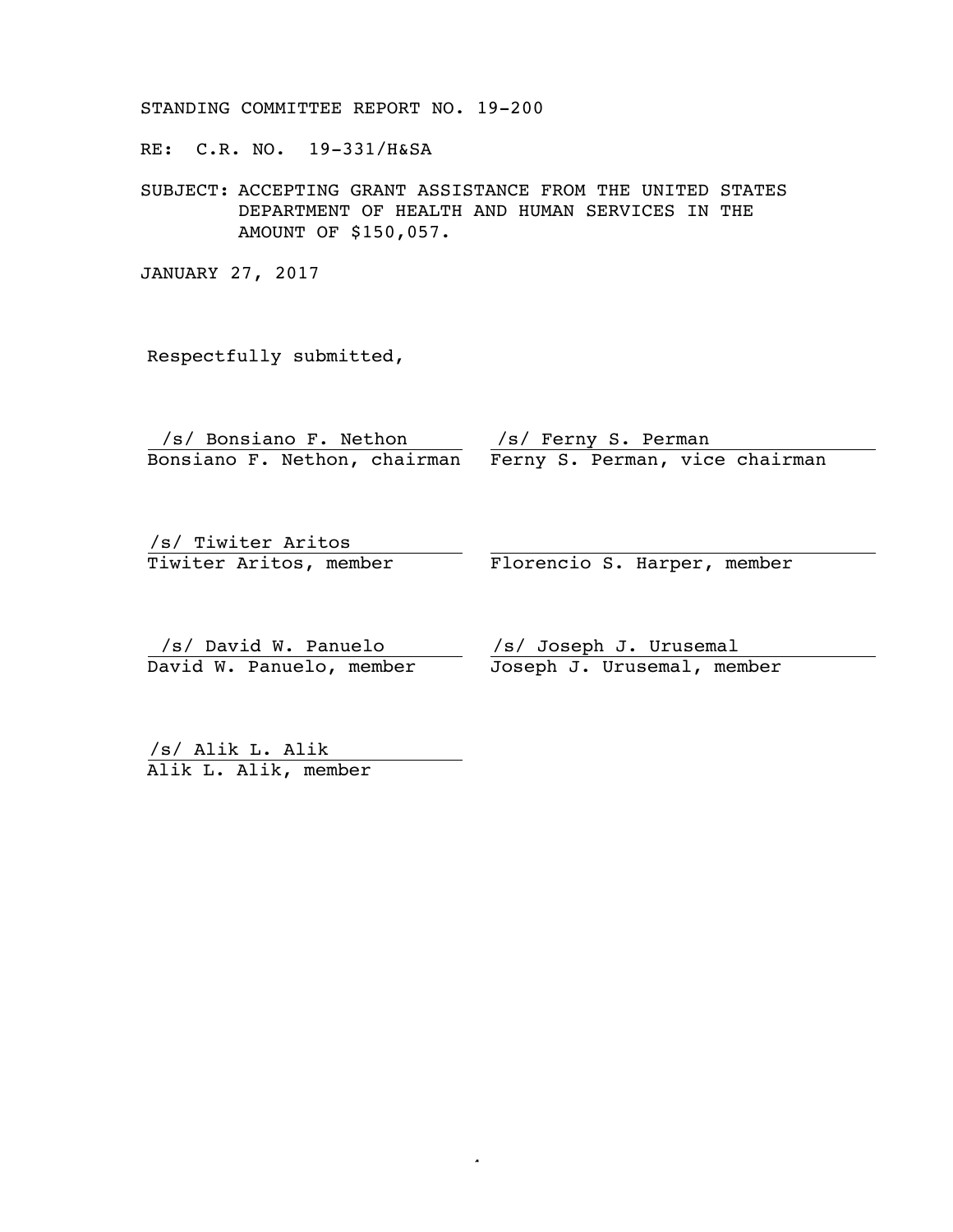STANDING COMMITTEE REPORT NO. 19-200

RE: C.R. NO. 19-331/H&SA

SUBJECT: ACCEPTING GRANT ASSISTANCE FROM THE UNITED STATES DEPARTMENT OF HEALTH AND HUMAN SERVICES IN THE AMOUNT OF $150,057.

JANUARY 27, 2017

Respectfully submitted,

| | |
|---|---|
| /s/ Bonsiano F. Nethon<br>Bonsiano F. Nethon, chairman | /s/ Ferny S. Perman<br>Ferny S. Perman, vice chairman |
| /s/ Tiwiter Aritos<br>Tiwiter Aritos, member | Florencio S. Harper, member |
| /s/ David W. Panuelo<br>David W. Panuelo, member | /s/ Joseph J. Urusemal<br>Joseph J. Urusemal, member |
| /s/ Alik L. Alik<br>Alik L. Alik, member | |